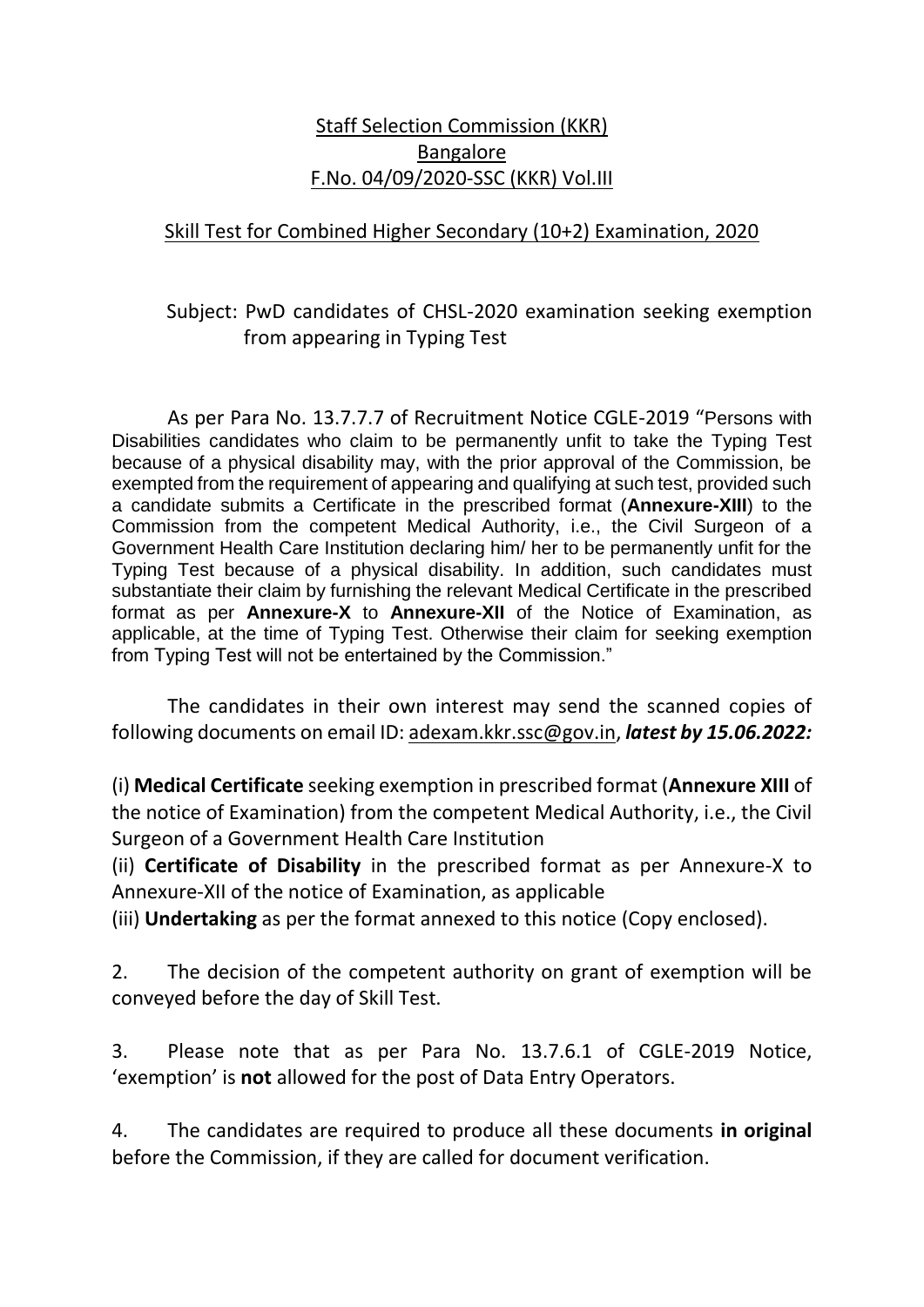Staff Selection Commission (KKR)
Bangalore
F.No. 04/09/2020-SSC (KKR) Vol.III

Skill Test for Combined Higher Secondary (10+2) Examination, 2020

Subject: PwD candidates of CHSL-2020 examination seeking exemption from appearing in Typing Test

As per Para No. 13.7.7.7 of Recruitment Notice CGLE-2019 "Persons with Disabilities candidates who claim to be permanently unfit to take the Typing Test because of a physical disability may, with the prior approval of the Commission, be exempted from the requirement of appearing and qualifying at such test, provided such a candidate submits a Certificate in the prescribed format (**Annexure-XIII**) to the Commission from the competent Medical Authority, i.e., the Civil Surgeon of a Government Health Care Institution declaring him/ her to be permanently unfit for the Typing Test because of a physical disability. In addition, such candidates must substantiate their claim by furnishing the relevant Medical Certificate in the prescribed format as per **Annexure-X** to **Annexure-XII** of the Notice of Examination, as applicable, at the time of Typing Test. Otherwise their claim for seeking exemption from Typing Test will not be entertained by the Commission."

The candidates in their own interest may send the scanned copies of following documents on email ID: adexam.kkr.ssc@gov.in, ***latest by 15.06.2022:***

(i) **Medical Certificate** seeking exemption in prescribed format (**Annexure XIII** of the notice of Examination) from the competent Medical Authority, i.e., the Civil Surgeon of a Government Health Care Institution

(ii) **Certificate of Disability** in the prescribed format as per Annexure-X to Annexure-XII of the notice of Examination, as applicable

(iii) **Undertaking** as per the format annexed to this notice (Copy enclosed).

2. The decision of the competent authority on grant of exemption will be conveyed before the day of Skill Test.

3. Please note that as per Para No. 13.7.6.1 of CGLE-2019 Notice, 'exemption' is **not** allowed for the post of Data Entry Operators.

4. The candidates are required to produce all these documents **in original** before the Commission, if they are called for document verification.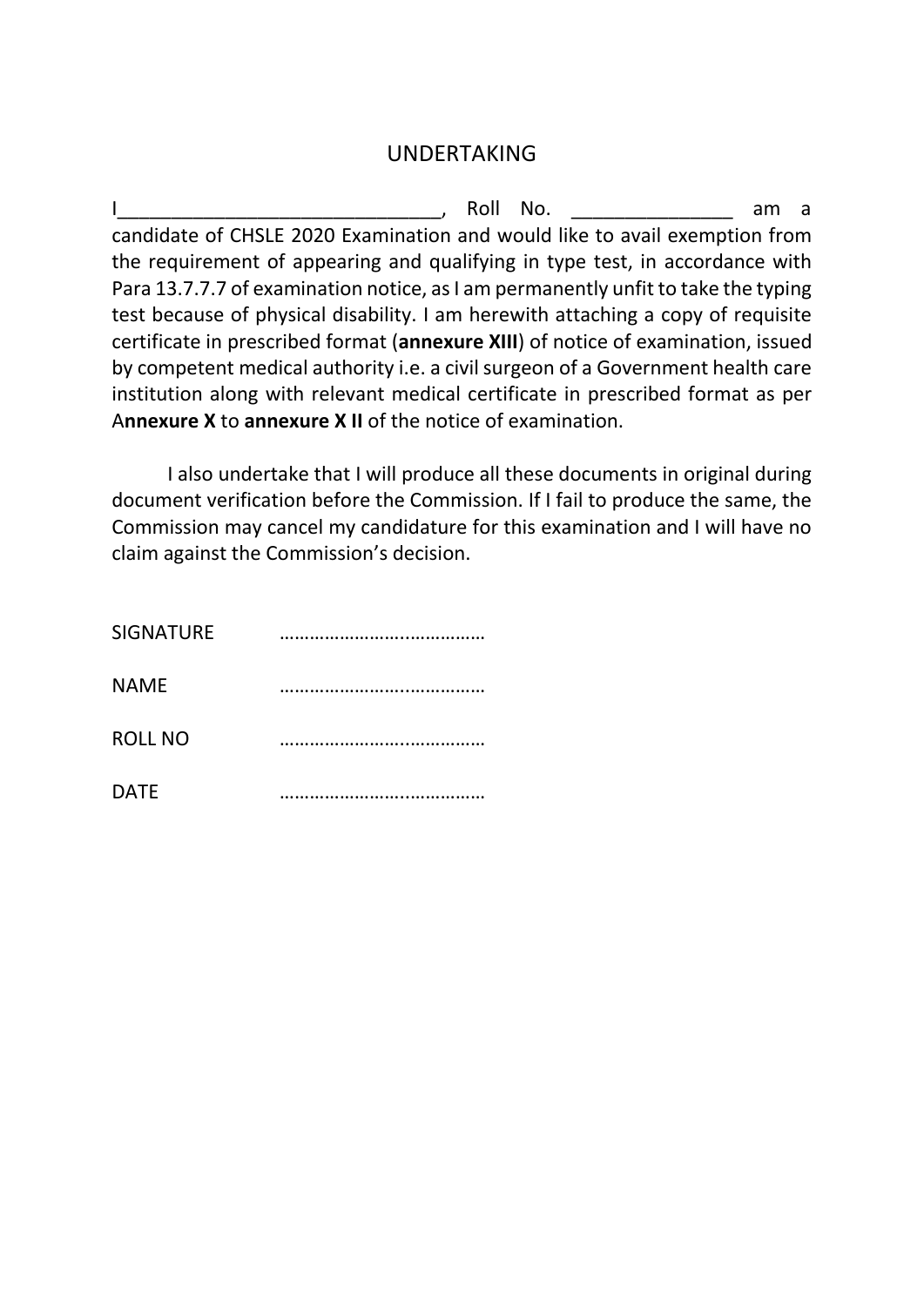# UNDERTAKING

I______________________________, Roll No. _______________ am a candidate of CHSLE 2020 Examination and would like to avail exemption from the requirement of appearing and qualifying in type test, in accordance with Para 13.7.7.7 of examination notice, as I am permanently unfit to take the typing test because of physical disability. I am herewith attaching a copy of requisite certificate in prescribed format (**annexure XIII**) of notice of examination, issued by competent medical authority i.e. a civil surgeon of a Government health care institution along with relevant medical certificate in prescribed format as per A**nnexure X** to **annexure X II** of the notice of examination.

I also undertake that I will produce all these documents in original during document verification before the Commission. If I fail to produce the same, the Commission may cancel my candidature for this examination and I will have no claim against the Commission's decision.

SIGNATURE ………………….……………

NAME ………………….……………

ROLL NO ………………….……………

DATE ………………….……………